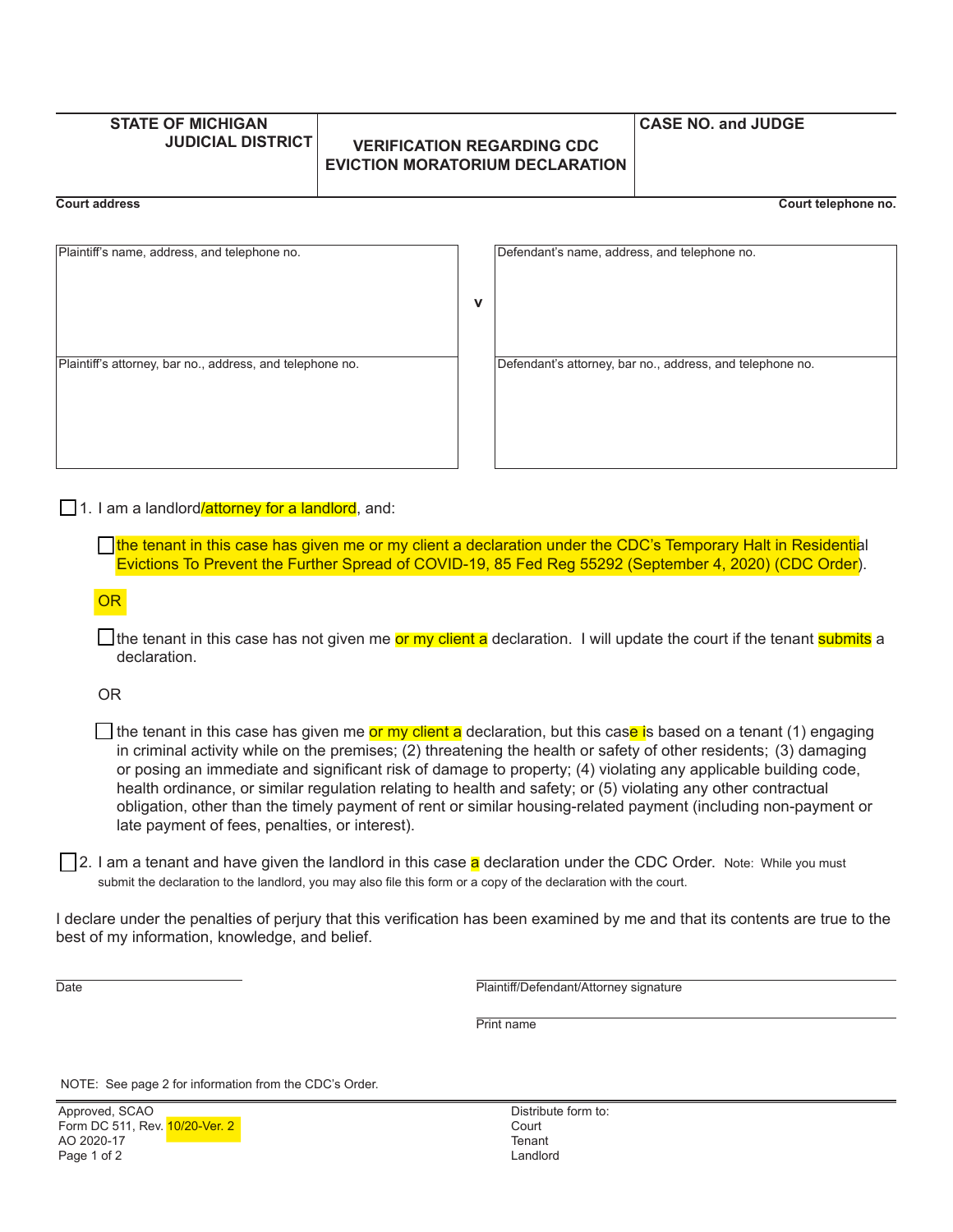| STATE OF MICHIGAN<br>JUDICIAL DISTRICT | VERIFICATION REGARDING CDC EVICTION MORATORIUM DECLARATION | CASE NO. and JUDGE |
|---|---|---|

Court address | Court telephone no.

| Plaintiff's name, address, and telephone no. | v | Defendant's name, address, and telephone no. |
|---|---|---|
| Plaintiff's attorney, bar no., address, and telephone no. | | Defendant's attorney, bar no., address, and telephone no. |

☐ 1. I am a landlord/attorney for a landlord, and:

☐ the tenant in this case has given me or my client a declaration under the CDC's Temporary Halt in Residential Evictions To Prevent the Further Spread of COVID-19, 85 Fed Reg 55292 (September 4, 2020) (CDC Order).

OR

☐ the tenant in this case has not given me or my client a declaration. I will update the court if the tenant submits a declaration.

OR

☐ the tenant in this case has given me or my client a declaration, but this case is based on a tenant (1) engaging in criminal activity while on the premises; (2) threatening the health or safety of other residents; (3) damaging or posing an immediate and significant risk of damage to property; (4) violating any applicable building code, health ordinance, or similar regulation relating to health and safety; or (5) violating any other contractual obligation, other than the timely payment of rent or similar housing-related payment (including non-payment or late payment of fees, penalties, or interest).

☐ 2. I am a tenant and have given the landlord in this case a declaration under the CDC Order. Note: While you must submit the declaration to the landlord, you may also file this form or a copy of the declaration with the court.

I declare under the penalties of perjury that this verification has been examined by me and that its contents are true to the best of my information, knowledge, and belief.

Date ______________________ Plaintiff/Defendant/Attorney signature ______________________

Print name ______________________

NOTE: See page 2 for information from the CDC's Order.

Approved, SCAO
Form DC 511, Rev. 10/20-Ver. 2
AO 2020-17

Distribute form to:
Court
Tenant
Landlord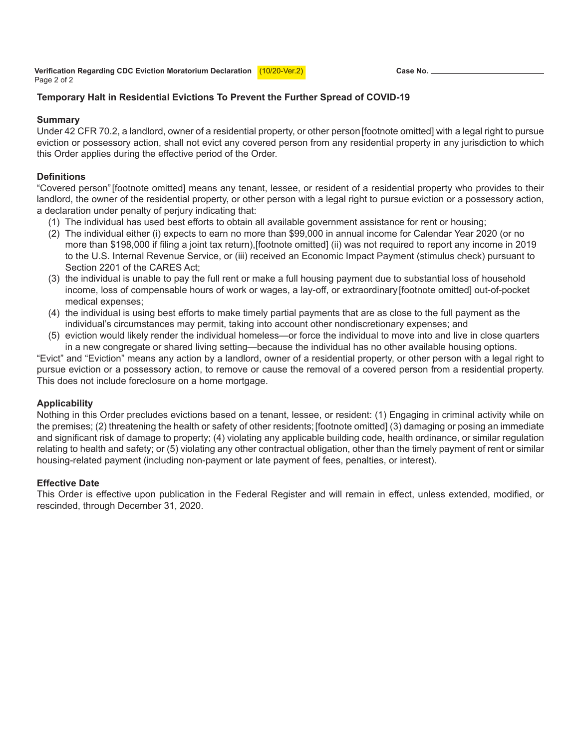## Temporary Halt in Residential Evictions To Prevent the Further Spread of COVID-19

### Summary

Under 42 CFR 70.2, a landlord, owner of a residential property, or other person [footnote omitted] with a legal right to pursue eviction or possessory action, shall not evict any covered person from any residential property in any jurisdiction to which this Order applies during the effective period of the Order.

### Definitions

"Covered person" [footnote omitted] means any tenant, lessee, or resident of a residential property who provides to their landlord, the owner of the residential property, or other person with a legal right to pursue eviction or a possessory action, a declaration under penalty of perjury indicating that:

(1) The individual has used best efforts to obtain all available government assistance for rent or housing;

(2) The individual either (i) expects to earn no more than $99,000 in annual income for Calendar Year 2020 (or no more than $198,000 if filing a joint tax return), [footnote omitted] (ii) was not required to report any income in 2019 to the U.S. Internal Revenue Service, or (iii) received an Economic Impact Payment (stimulus check) pursuant to Section 2201 of the CARES Act;

(3) the individual is unable to pay the full rent or make a full housing payment due to substantial loss of household income, loss of compensable hours of work or wages, a lay-off, or extraordinary [footnote omitted] out-of-pocket medical expenses;

(4) the individual is using best efforts to make timely partial payments that are as close to the full payment as the individual's circumstances may permit, taking into account other nondiscretionary expenses; and

(5) eviction would likely render the individual homeless—or force the individual to move into and live in close quarters in a new congregate or shared living setting—because the individual has no other available housing options.

"Evict" and "Eviction" means any action by a landlord, owner of a residential property, or other person with a legal right to pursue eviction or a possessory action, to remove or cause the removal of a covered person from a residential property. This does not include foreclosure on a home mortgage.

### Applicability

Nothing in this Order precludes evictions based on a tenant, lessee, or resident: (1) Engaging in criminal activity while on the premises; (2) threatening the health or safety of other residents; [footnote omitted] (3) damaging or posing an immediate and significant risk of damage to property; (4) violating any applicable building code, health ordinance, or similar regulation relating to health and safety; or (5) violating any other contractual obligation, other than the timely payment of rent or similar housing-related payment (including non-payment or late payment of fees, penalties, or interest).

### Effective Date

This Order is effective upon publication in the Federal Register and will remain in effect, unless extended, modified, or rescinded, through December 31, 2020.